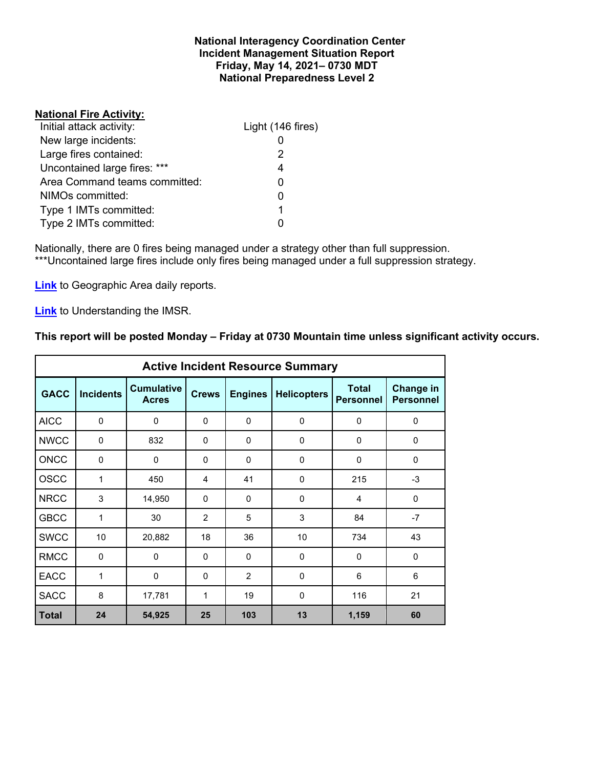**National Interagency Coordination Center**
**Incident Management Situation Report**
**Friday, May 14, 2021– 0730 MDT**
**National Preparedness Level 2**

**National Fire Activity:**

| | |
|---|---|
| Initial attack activity: | Light (146 fires) |
| New large incidents: | 0 |
| Large fires contained: | 2 |
| Uncontained large fires: *** | 4 |
| Area Command teams committed: | 0 |
| NIMOs committed: | 0 |
| Type 1 IMTs committed: | 1 |
| Type 2 IMTs committed: | 0 |

Nationally, there are 0 fires being managed under a strategy other than full suppression.
***Uncontained large fires include only fires being managed under a full suppression strategy.

**Link** to Geographic Area daily reports.

**Link** to Understanding the IMSR.

**This report will be posted Monday – Friday at 0730 Mountain time unless significant activity occurs.**

**Active Incident Resource Summary**

| GACC | Incidents | Cumulative Acres | Crews | Engines | Helicopters | Total Personnel | Change in Personnel |
|---|---|---|---|---|---|---|---|
| AICC | 0 | 0 | 0 | 0 | 0 | 0 | 0 |
| NWCC | 0 | 832 | 0 | 0 | 0 | 0 | 0 |
| ONCC | 0 | 0 | 0 | 0 | 0 | 0 | 0 |
| OSCC | 1 | 450 | 4 | 41 | 0 | 215 | -3 |
| NRCC | 3 | 14,950 | 0 | 0 | 0 | 4 | 0 |
| GBCC | 1 | 30 | 2 | 5 | 3 | 84 | -7 |
| SWCC | 10 | 20,882 | 18 | 36 | 10 | 734 | 43 |
| RMCC | 0 | 0 | 0 | 0 | 0 | 0 | 0 |
| EACC | 1 | 0 | 0 | 2 | 0 | 6 | 6 |
| SACC | 8 | 17,781 | 1 | 19 | 0 | 116 | 21 |
| **Total** | **24** | **54,925** | **25** | **103** | **13** | **1,159** | **60** |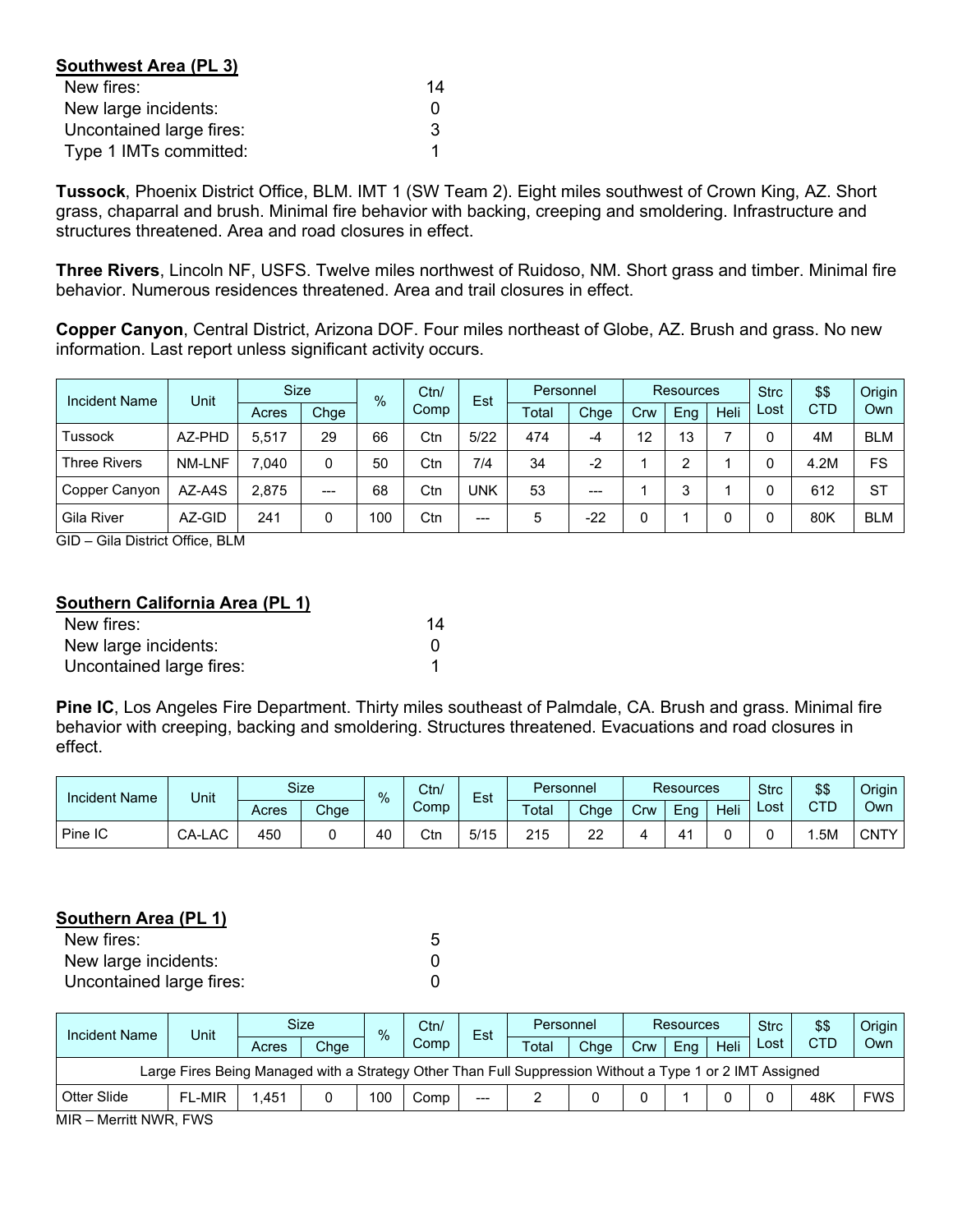**Southwest Area (PL 3)**

| | |
|---|---|
| New fires: | 14 |
| New large incidents: | 0 |
| Uncontained large fires: | 3 |
| Type 1 IMTs committed: | 1 |

**Tussock**, Phoenix District Office, BLM. IMT 1 (SW Team 2). Eight miles southwest of Crown King, AZ. Short grass, chaparral and brush. Minimal fire behavior with backing, creeping and smoldering. Infrastructure and structures threatened. Area and road closures in effect.

**Three Rivers**, Lincoln NF, USFS. Twelve miles northwest of Ruidoso, NM. Short grass and timber. Minimal fire behavior. Numerous residences threatened. Area and trail closures in effect.

**Copper Canyon**, Central District, Arizona DOF. Four miles northeast of Globe, AZ. Brush and grass. No new information. Last report unless significant activity occurs.

| Incident Name | Unit | Size | | % | Ctn/ Comp | Est | Personnel | | Resources | | | Strc Lost | $$ CTD | Origin Own |
|---|---|---|---|---|---|---|---|---|---|---|---|---|---|---|
| | | Acres | Chge | | | | Total | Chge | Crw | Eng | Heli | | | |
| Tussock | AZ-PHD | 5,517 | 29 | 66 | Ctn | 5/22 | 474 | -4 | 12 | 13 | 7 | 0 | 4M | BLM |
| Three Rivers | NM-LNF | 7,040 | 0 | 50 | Ctn | 7/4 | 34 | -2 | 1 | 2 | 1 | 0 | 4.2M | FS |
| Copper Canyon | AZ-A4S | 2,875 | --- | 68 | Ctn | UNK | 53 | --- | 1 | 3 | 1 | 0 | 612 | ST |
| Gila River | AZ-GID | 241 | 0 | 100 | Ctn | --- | 5 | -22 | 0 | 1 | 0 | 0 | 80K | BLM |

GID – Gila District Office, BLM

**Southern California Area (PL 1)**

| | |
|---|---|
| New fires: | 14 |
| New large incidents: | 0 |
| Uncontained large fires: | 1 |

**Pine IC**, Los Angeles Fire Department. Thirty miles southeast of Palmdale, CA. Brush and grass. Minimal fire behavior with creeping, backing and smoldering. Structures threatened. Evacuations and road closures in effect.

| Incident Name | Unit | Size | | % | Ctn/ Comp | Est | Personnel | | Resources | | | Strc Lost | $$ CTD | Origin Own |
|---|---|---|---|---|---|---|---|---|---|---|---|---|---|---|
| | | Acres | Chge | | | | Total | Chge | Crw | Eng | Heli | | | |
| Pine IC | CA-LAC | 450 | 0 | 40 | Ctn | 5/15 | 215 | 22 | 4 | 41 | 0 | 0 | 1.5M | CNTY |

**Southern Area (PL 1)**

| | |
|---|---|
| New fires: | 5 |
| New large incidents: | 0 |
| Uncontained large fires: | 0 |

| Incident Name | Unit | Size | | % | Ctn/ Comp | Est | Personnel | | Resources | | | Strc Lost | $$ CTD | Origin Own |
|---|---|---|---|---|---|---|---|---|---|---|---|---|---|---|
| | | Acres | Chge | | | | Total | Chge | Crw | Eng | Heli | | | |
| Large Fires Being Managed with a Strategy Other Than Full Suppression Without a Type 1 or 2 IMT Assigned | | | | | | | | | | | | | | |
| Otter Slide | FL-MIR | 1,451 | 0 | 100 | Comp | --- | 2 | 0 | 0 | 1 | 0 | 0 | 48K | FWS |

MIR – Merritt NWR, FWS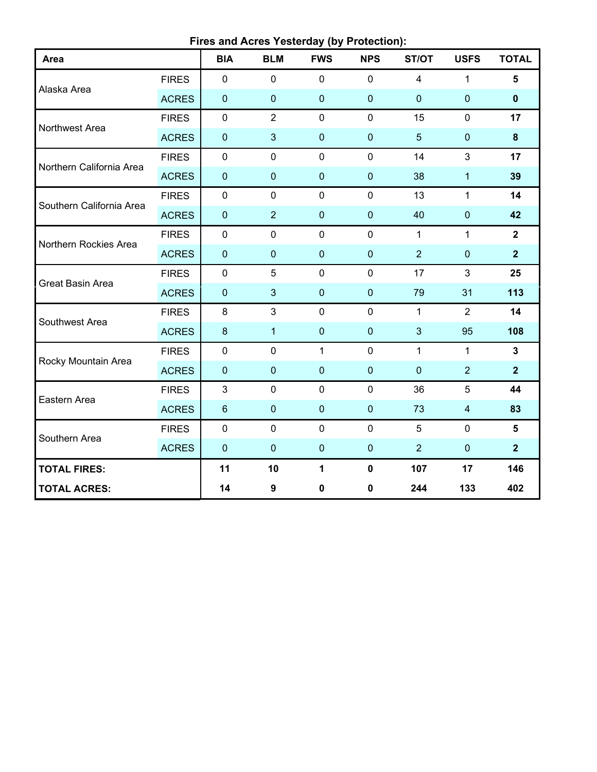**Fires and Acres Yesterday (by Protection):**

| Area | | BIA | BLM | FWS | NPS | ST/OT | USFS | TOTAL |
|---|---|---|---|---|---|---|---|---|
| Alaska Area | FIRES | 0 | 0 | 0 | 0 | 4 | 1 | **5** |
| | ACRES | 0 | 0 | 0 | 0 | 0 | 0 | **0** |
| Northwest Area | FIRES | 0 | 2 | 0 | 0 | 15 | 0 | **17** |
| | ACRES | 0 | 3 | 0 | 0 | 5 | 0 | **8** |
| Northern California Area | FIRES | 0 | 0 | 0 | 0 | 14 | 3 | **17** |
| | ACRES | 0 | 0 | 0 | 0 | 38 | 1 | **39** |
| Southern California Area | FIRES | 0 | 0 | 0 | 0 | 13 | 1 | **14** |
| | ACRES | 0 | 2 | 0 | 0 | 40 | 0 | **42** |
| Northern Rockies Area | FIRES | 0 | 0 | 0 | 0 | 1 | 1 | **2** |
| | ACRES | 0 | 0 | 0 | 0 | 2 | 0 | **2** |
| Great Basin Area | FIRES | 0 | 5 | 0 | 0 | 17 | 3 | **25** |
| | ACRES | 0 | 3 | 0 | 0 | 79 | 31 | **113** |
| Southwest Area | FIRES | 8 | 3 | 0 | 0 | 1 | 2 | **14** |
| | ACRES | 8 | 1 | 0 | 0 | 3 | 95 | **108** |
| Rocky Mountain Area | FIRES | 0 | 0 | 1 | 0 | 1 | 1 | **3** |
| | ACRES | 0 | 0 | 0 | 0 | 0 | 2 | **2** |
| Eastern Area | FIRES | 3 | 0 | 0 | 0 | 36 | 5 | **44** |
| | ACRES | 6 | 0 | 0 | 0 | 73 | 4 | **83** |
| Southern Area | FIRES | 0 | 0 | 0 | 0 | 5 | 0 | **5** |
| | ACRES | 0 | 0 | 0 | 0 | 2 | 0 | **2** |
| **TOTAL FIRES:** | | **11** | **10** | **1** | **0** | **107** | **17** | **146** |
| **TOTAL ACRES:** | | **14** | **9** | **0** | **0** | **244** | **133** | **402** |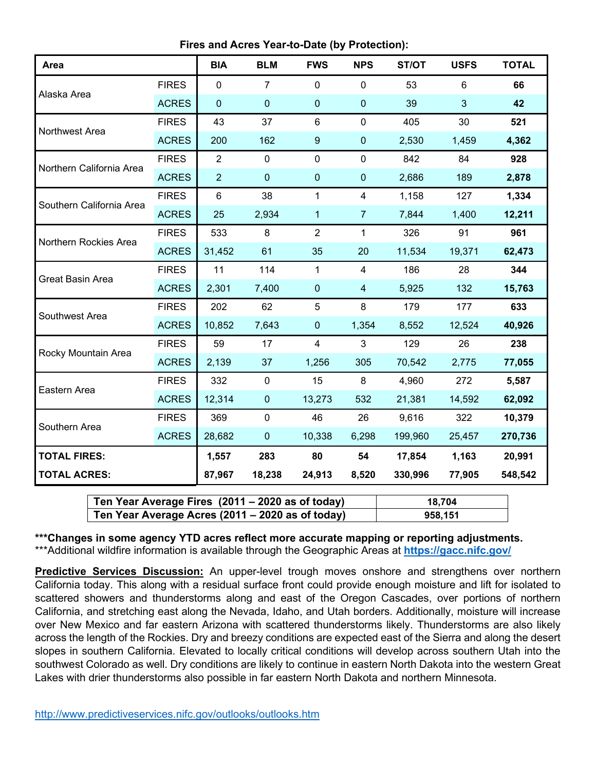**Fires and Acres Year-to-Date (by Protection):**

| Area | | BIA | BLM | FWS | NPS | ST/OT | USFS | TOTAL |
|---|---|---|---|---|---|---|---|---|
| Alaska Area | FIRES | 0 | 7 | 0 | 0 | 53 | 6 | **66** |
| | ACRES | 0 | 0 | 0 | 0 | 39 | 3 | **42** |
| Northwest Area | FIRES | 43 | 37 | 6 | 0 | 405 | 30 | **521** |
| | ACRES | 200 | 162 | 9 | 0 | 2,530 | 1,459 | **4,362** |
| Northern California Area | FIRES | 2 | 0 | 0 | 0 | 842 | 84 | **928** |
| | ACRES | 2 | 0 | 0 | 0 | 2,686 | 189 | **2,878** |
| Southern California Area | FIRES | 6 | 38 | 1 | 4 | 1,158 | 127 | **1,334** |
| | ACRES | 25 | 2,934 | 1 | 7 | 7,844 | 1,400 | **12,211** |
| Northern Rockies Area | FIRES | 533 | 8 | 2 | 1 | 326 | 91 | **961** |
| | ACRES | 31,452 | 61 | 35 | 20 | 11,534 | 19,371 | **62,473** |
| Great Basin Area | FIRES | 11 | 114 | 1 | 4 | 186 | 28 | **344** |
| | ACRES | 2,301 | 7,400 | 0 | 4 | 5,925 | 132 | **15,763** |
| Southwest Area | FIRES | 202 | 62 | 5 | 8 | 179 | 177 | **633** |
| | ACRES | 10,852 | 7,643 | 0 | 1,354 | 8,552 | 12,524 | **40,926** |
| Rocky Mountain Area | FIRES | 59 | 17 | 4 | 3 | 129 | 26 | **238** |
| | ACRES | 2,139 | 37 | 1,256 | 305 | 70,542 | 2,775 | **77,055** |
| Eastern Area | FIRES | 332 | 0 | 15 | 8 | 4,960 | 272 | **5,587** |
| | ACRES | 12,314 | 0 | 13,273 | 532 | 21,381 | 14,592 | **62,092** |
| Southern Area | FIRES | 369 | 0 | 46 | 26 | 9,616 | 322 | **10,379** |
| | ACRES | 28,682 | 0 | 10,338 | 6,298 | 199,960 | 25,457 | **270,736** |
| **TOTAL FIRES:** | | **1,557** | **283** | **80** | **54** | **17,854** | **1,163** | **20,991** |
| **TOTAL ACRES:** | | **87,967** | **18,238** | **24,913** | **8,520** | **330,996** | **77,905** | **548,542** |

| | |
|---|---|
| **Ten Year Average Fires (2011 – 2020 as of today)** | **18,704** |
| **Ten Year Average Acres (2011 – 2020 as of today)** | **958,151** |

**\*\*\*Changes in some agency YTD acres reflect more accurate mapping or reporting adjustments.**
\*\*\*Additional wildfire information is available through the Geographic Areas at https://gacc.nifc.gov/

**Predictive Services Discussion:** An upper-level trough moves onshore and strengthens over northern California today. This along with a residual surface front could provide enough moisture and lift for isolated to scattered showers and thunderstorms along and east of the Oregon Cascades, over portions of northern California, and stretching east along the Nevada, Idaho, and Utah borders. Additionally, moisture will increase over New Mexico and far eastern Arizona with scattered thunderstorms likely. Thunderstorms are also likely across the length of the Rockies. Dry and breezy conditions are expected east of the Sierra and along the desert slopes in southern California. Elevated to locally critical conditions will develop across southern Utah into the southwest Colorado as well. Dry conditions are likely to continue in eastern North Dakota into the western Great Lakes with drier thunderstorms also possible in far eastern North Dakota and northern Minnesota.

http://www.predictiveservices.nifc.gov/outlooks/outlooks.htm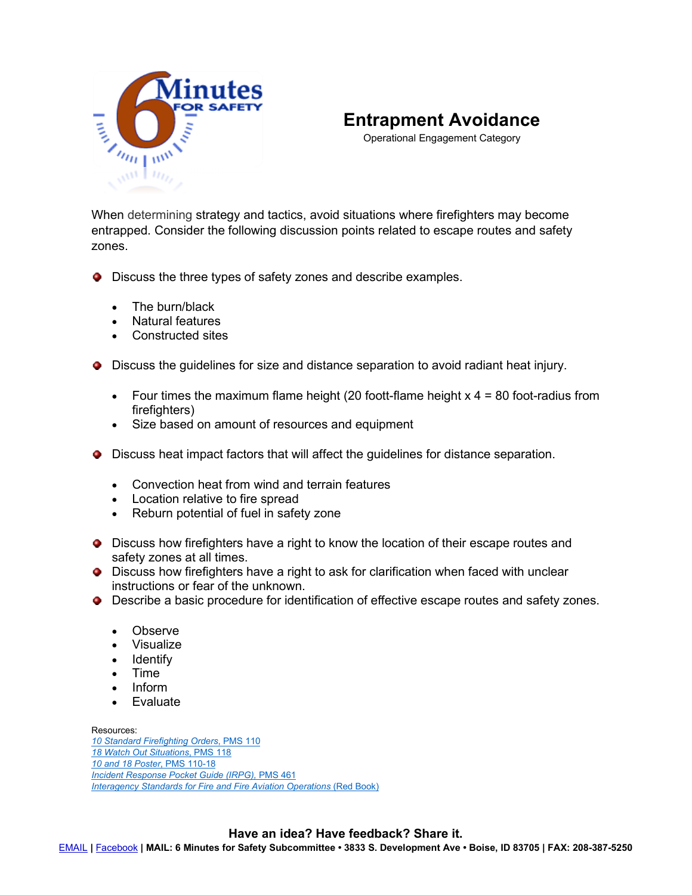# Entrapment Avoidance

Operational Engagement Category

When determining strategy and tactics, avoid situations where firefighters may become entrapped. Consider the following discussion points related to escape routes and safety zones.

- Discuss the three types of safety zones and describe examples.
  - The burn/black
  - Natural features
  - Constructed sites
- Discuss the guidelines for size and distance separation to avoid radiant heat injury.
  - Four times the maximum flame height (20 foott-flame height x 4 = 80 foot-radius from firefighters)
  - Size based on amount of resources and equipment
- Discuss heat impact factors that will affect the guidelines for distance separation.
  - Convection heat from wind and terrain features
  - Location relative to fire spread
  - Reburn potential of fuel in safety zone
- Discuss how firefighters have a right to know the location of their escape routes and safety zones at all times.
- Discuss how firefighters have a right to ask for clarification when faced with unclear instructions or fear of the unknown.
- Describe a basic procedure for identification of effective escape routes and safety zones.
  - Observe
  - Visualize
  - Identify
  - Time
  - Inform
  - Evaluate

Resources:
*10 Standard Firefighting Orders*, PMS 110
*18 Watch Out Situations*, PMS 118
*10 and 18 Poster*, PMS 110-18
*Incident Response Pocket Guide (IRPG)*, PMS 461
*Interagency Standards for Fire and Fire Aviation Operations* (Red Book)

**Have an idea? Have feedback? Share it.**

EMAIL | Facebook | **MAIL: 6 Minutes for Safety Subcommittee • 3833 S. Development Ave • Boise, ID 83705 | FAX: 208-387-5250**